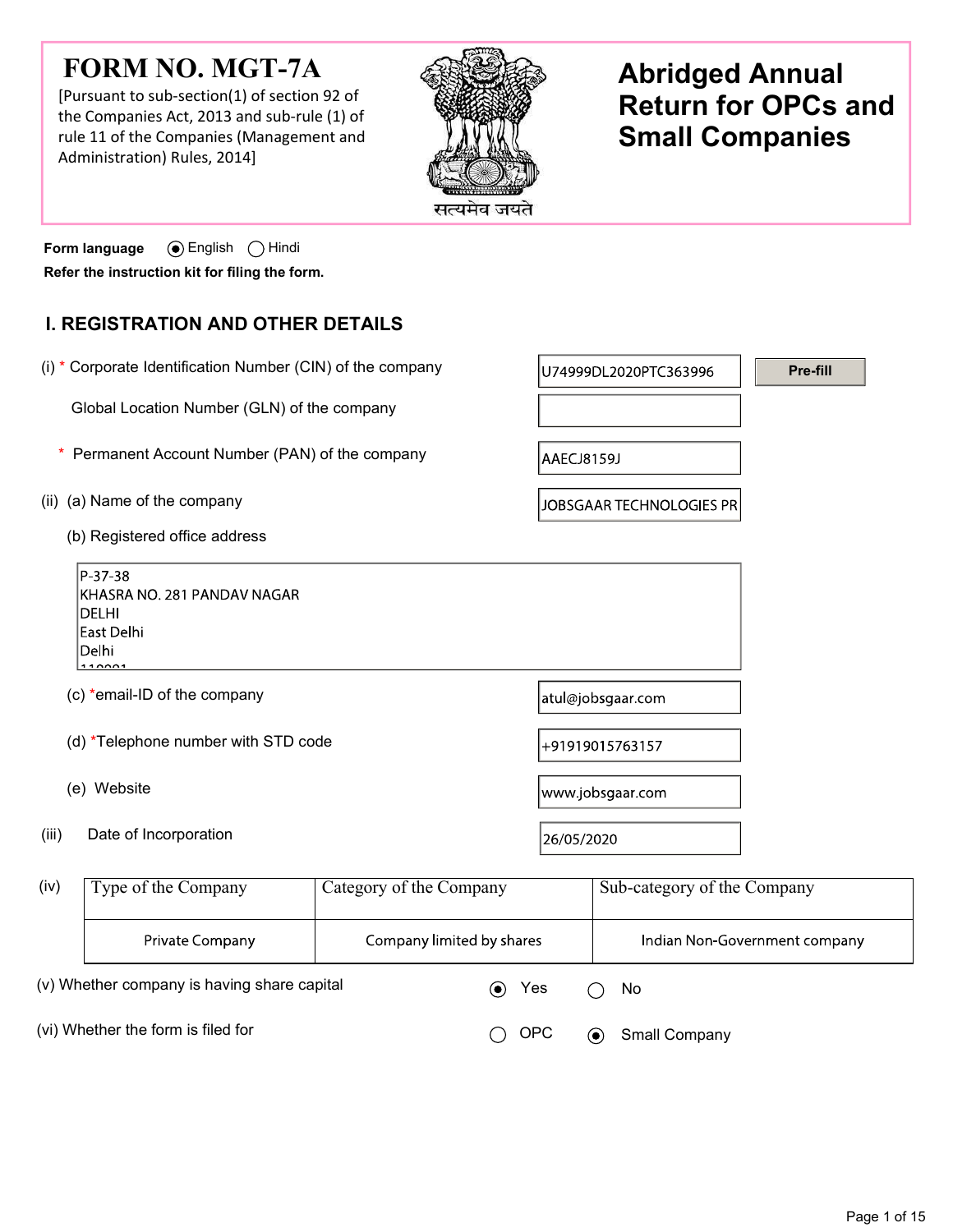# FORM NO. MGT-7A

[Pursuant to sub-section(1) of section 92 of the Companies Act, 2013 and sub-rule (1) of rule 11 of the Companies (Management and Administration) Rules, 2014]

सत्यमेव जयते

# Abridged Annual Return for OPCs and Small Companies

**Form language** (●) English ( ) Hindi

**Refer the instruction kit for filing the form.**

## I. REGISTRATION AND OTHER DETAILS

(i) * Corporate Identification Number (CIN) of the company: U74999DL2020PTC363996 [Pre-fill]

Global Location Number (GLN) of the company:

\* Permanent Account Number (PAN) of the company: AAECJ8159J

(ii) (a) Name of the company: JOBSGAAR TECHNOLOGIES PR

(b) Registered office address

P-37-38
KHASRA NO. 281 PANDAV NAGAR
DELHI
East Delhi
Delhi
110091

(c) *email-ID of the company: atul@jobsgaar.com

(d) *Telephone number with STD code: +91919015763157

(e) Website: www.jobsgaar.com

(iii) Date of Incorporation: 26/05/2020

(iv)

| Type of the Company | Category of the Company | Sub-category of the Company |
|---|---|---|
| Private Company | Company limited by shares | Indian Non-Government company |

(v) Whether company is having share capital (●) Yes ( ) No

(vi) Whether the form is filed for ( ) OPC (●) Small Company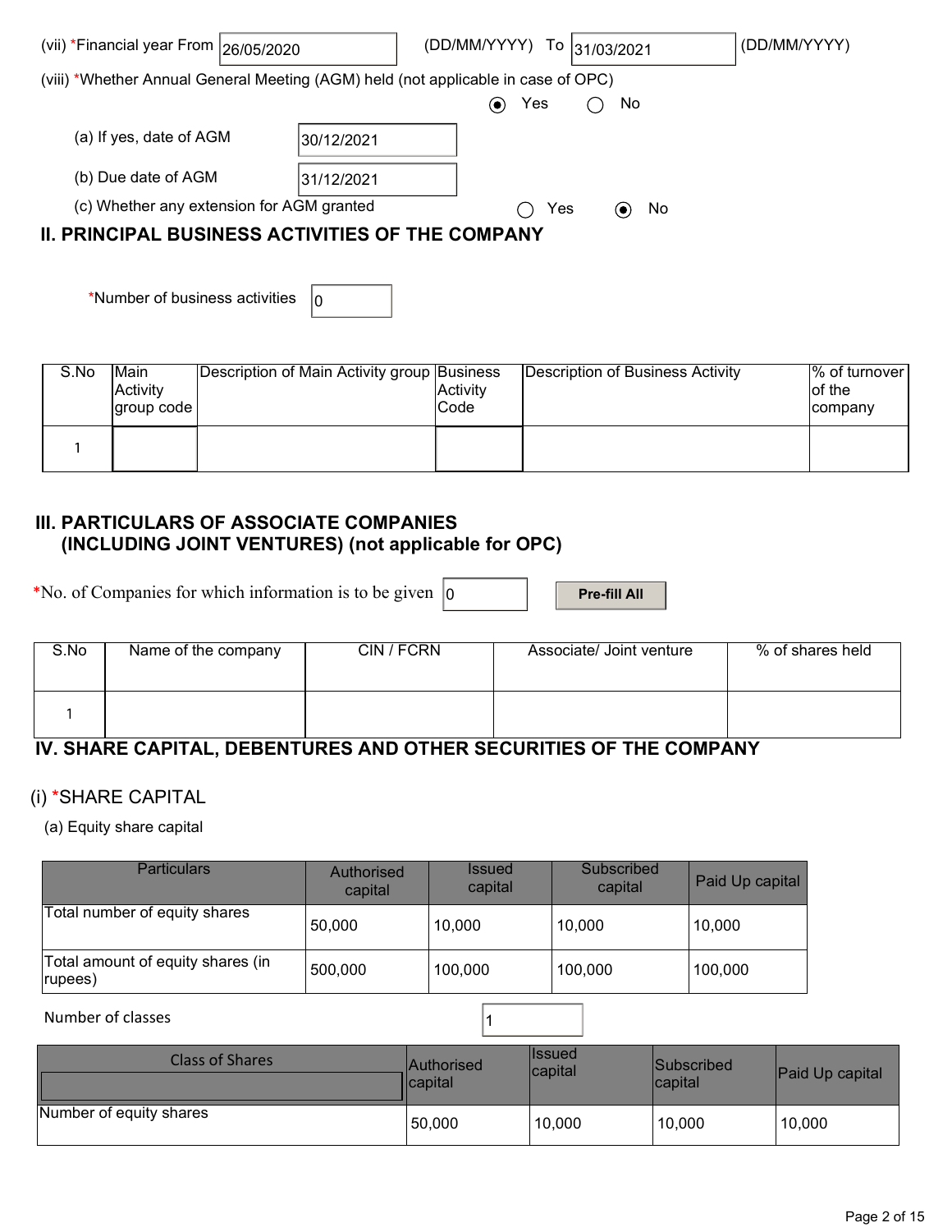(vii) *Financial year From 26/05/2020 (DD/MM/YYYY) To 31/03/2021 (DD/MM/YYYY)

(viii) *Whether Annual General Meeting (AGM) held (not applicable in case of OPC)

◉ Yes ◯ No

(a) If yes, date of AGM 30/12/2021

(b) Due date of AGM 31/12/2021

(c) Whether any extension for AGM granted ◯ Yes ◉ No

## II. PRINCIPAL BUSINESS ACTIVITIES OF THE COMPANY

*Number of business activities 0

| S.No | Main Activity group code | Description of Main Activity group | Business Activity Code | Description of Business Activity | % of turnover of the company |
|---|---|---|---|---|---|
| 1 | | | | | |

## III. PARTICULARS OF ASSOCIATE COMPANIES (INCLUDING JOINT VENTURES) (not applicable for OPC)

*No. of Companies for which information is to be given 0 **Pre-fill All**

| S.No | Name of the company | CIN / FCRN | Associate/ Joint venture | % of shares held |
|---|---|---|---|---|
| 1 | | | | |

## IV. SHARE CAPITAL, DEBENTURES AND OTHER SECURITIES OF THE COMPANY

### (i) *SHARE CAPITAL

(a) Equity share capital

| Particulars | Authorised capital | Issued capital | Subscribed capital | Paid Up capital |
|---|---|---|---|---|
| Total number of equity shares | 50,000 | 10,000 | 10,000 | 10,000 |
| Total amount of equity shares (in rupees) | 500,000 | 100,000 | 100,000 | 100,000 |

Number of classes 1

| Class of Shares | Authorised capital | Issued capital | Subscribed capital | Paid Up capital |
|---|---|---|---|---|
| Number of equity shares | 50,000 | 10,000 | 10,000 | 10,000 |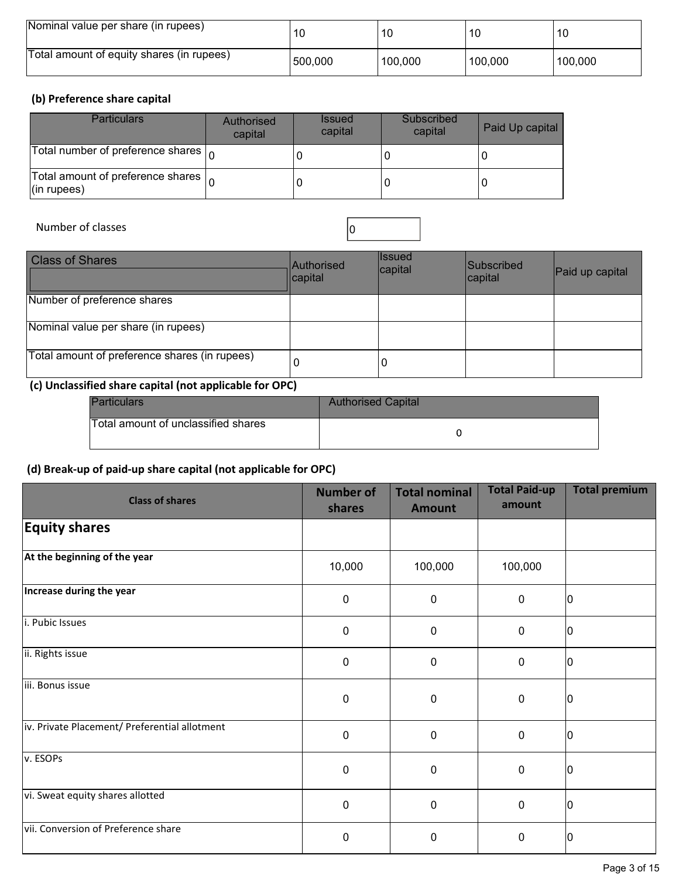| Nominal value per share (in rupees) | 10 | 10 | 10 | 10 |
|---|---|---|---|---|
| Total amount of equity shares (in rupees) | 500,000 | 100,000 | 100,000 | 100,000 |

### (b) Preference share capital

| Particulars | Authorised capital | Issued capital | Subscribed capital | Paid Up capital |
|---|---|---|---|---|
| Total number of preference shares | 0 | 0 | 0 | 0 |
| Total amount of preference shares (in rupees) | 0 | 0 | 0 | 0 |

Number of classes: 0

| Class of Shares | Authorised capital | Issued capital | Subscribed capital | Paid up capital |
|---|---|---|---|---|
| Number of preference shares | | | | |
| Nominal value per share (in rupees) | | | | |
| Total amount of preference shares (in rupees) | 0 | 0 | | |

### (c) Unclassified share capital (not applicable for OPC)

| Particulars | Authorised Capital |
|---|---|
| Total amount of unclassified shares | 0 |

### (d) Break-up of paid-up share capital (not applicable for OPC)

| Class of shares | Number of shares | Total nominal Amount | Total Paid-up amount | Total premium |
|---|---|---|---|---|
| **Equity shares** | | | | |
| **At the beginning of the year** | 10,000 | 100,000 | 100,000 | |
| **Increase during the year** | 0 | 0 | 0 | 0 |
| i. Pubic Issues | 0 | 0 | 0 | 0 |
| ii. Rights issue | 0 | 0 | 0 | 0 |
| iii. Bonus issue | 0 | 0 | 0 | 0 |
| iv. Private Placement/ Preferential allotment | 0 | 0 | 0 | 0 |
| v. ESOPs | 0 | 0 | 0 | 0 |
| vi. Sweat equity shares allotted | 0 | 0 | 0 | 0 |
| vii. Conversion of Preference share | 0 | 0 | 0 | 0 |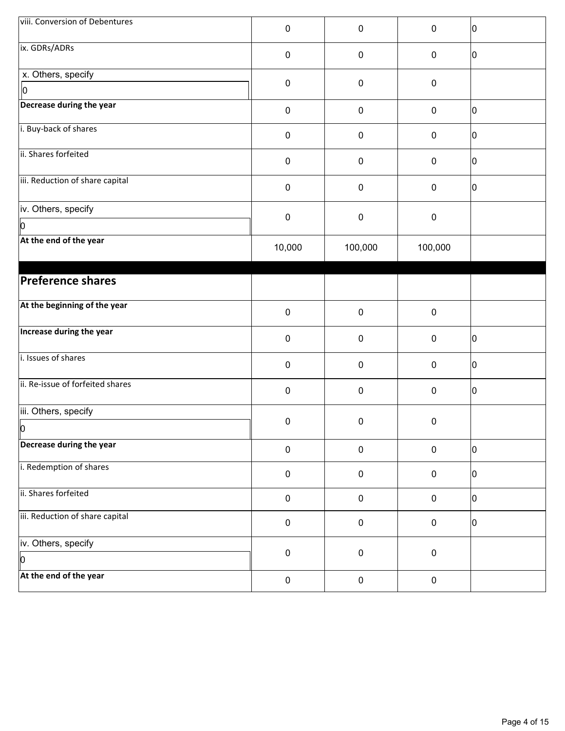| | | | | |
|---|---|---|---|---|
| viii. Conversion of Debentures | 0 | 0 | 0 | 0 |
| ix. GDRs/ADRs | 0 | 0 | 0 | 0 |
| x. Others, specify<br>0 | 0 | 0 | 0 | |
| **Decrease during the year** | 0 | 0 | 0 | 0 |
| i. Buy-back of shares | 0 | 0 | 0 | 0 |
| ii. Shares forfeited | 0 | 0 | 0 | 0 |
| iii. Reduction of share capital | 0 | 0 | 0 | 0 |
| iv. Others, specify<br>0 | 0 | 0 | 0 | |
| **At the end of the year** | 10,000 | 100,000 | 100,000 | |
| | | | | |
| **Preference shares** | | | | |
| **At the beginning of the year** | 0 | 0 | 0 | |
| **Increase during the year** | 0 | 0 | 0 | 0 |
| i. Issues of shares | 0 | 0 | 0 | 0 |
| ii. Re-issue of forfeited shares | 0 | 0 | 0 | 0 |
| iii. Others, specify<br>0 | 0 | 0 | 0 | |
| **Decrease during the year** | 0 | 0 | 0 | 0 |
| i. Redemption of shares | 0 | 0 | 0 | 0 |
| ii. Shares forfeited | 0 | 0 | 0 | 0 |
| iii. Reduction of share capital | 0 | 0 | 0 | 0 |
| iv. Others, specify<br>0 | 0 | 0 | 0 | |
| **At the end of the year** | 0 | 0 | 0 | |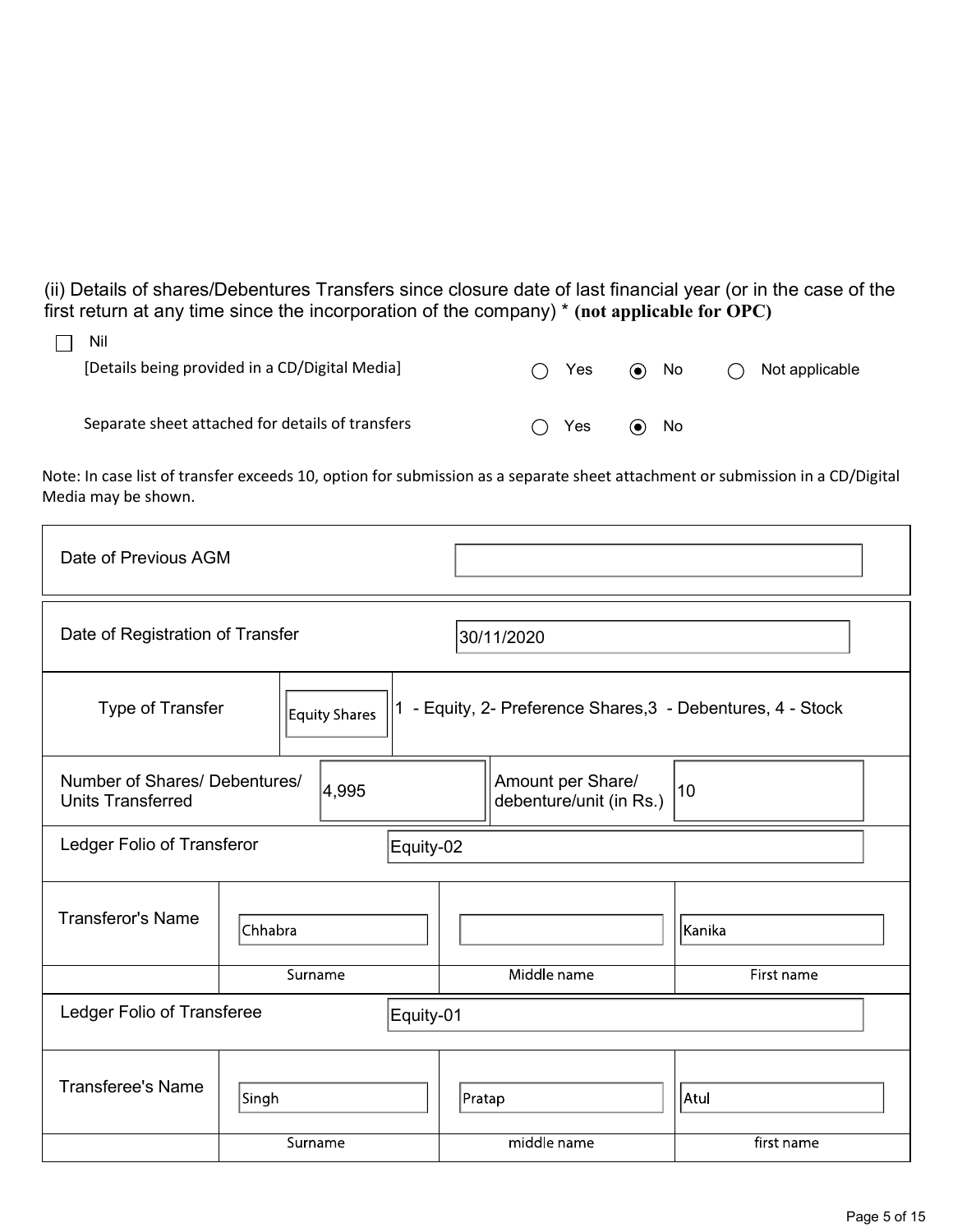(ii) Details of shares/Debentures Transfers since closure date of last financial year (or in the case of the first return at any time since the incorporation of the company) * **(not applicable for OPC)**

☐ Nil

[Details being provided in a CD/Digital Media] ○ Yes ◉ No ○ Not applicable

Separate sheet attached for details of transfers ○ Yes ◉ No

Note: In case list of transfer exceeds 10, option for submission as a separate sheet attachment or submission in a CD/Digital Media may be shown.

| Date of Previous AGM | |
|---|---|

| Date of Registration of Transfer | 30/11/2020 |
|---|---|

| Type of Transfer | Equity Shares | 1 - Equity, 2- Preference Shares,3 - Debentures, 4 - Stock |
|---|---|---|

| Number of Shares/ Debentures/ Units Transferred | 4,995 | Amount per Share/ debenture/unit (in Rs.) | 10 |
|---|---|---|---|

| Ledger Folio of Transferor | Equity-02 |
|---|---|

| Transferor's Name | Chhabra | | Kanika |
|---|---|---|---|
| | Surname | Middle name | First name |

| Ledger Folio of Transferee | Equity-01 |
|---|---|

| Transferee's Name | Singh | Pratap | Atul |
|---|---|---|---|
| | Surname | middle name | first name |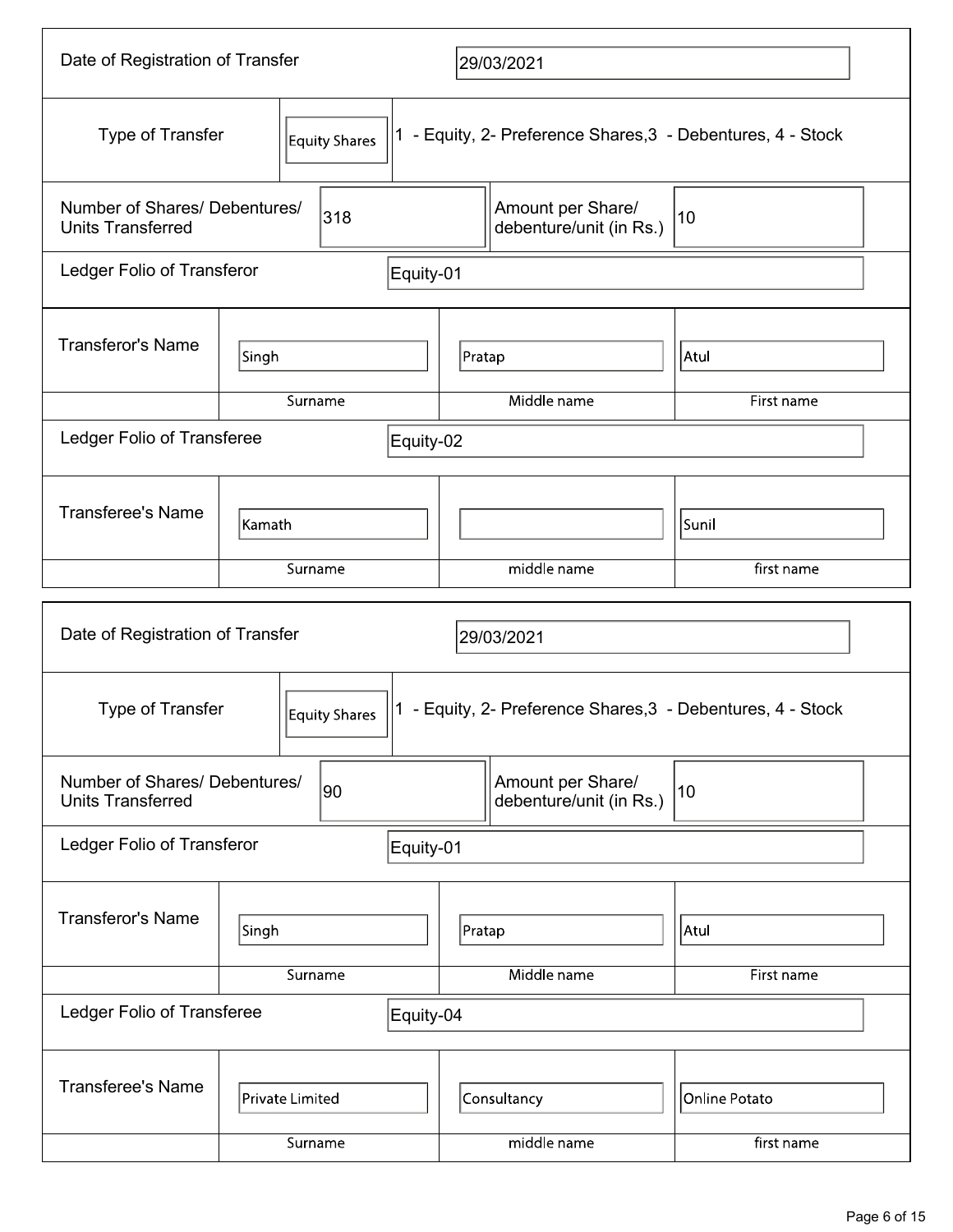| Date of Registration of Transfer | | 29/03/2021 | |
|---|---|---|---|
| Type of Transfer | Equity Shares | 1 - Equity, 2- Preference Shares,3 - Debentures, 4 - Stock | |
| Number of Shares/ Debentures/ Units Transferred | 318 | Amount per Share/ debenture/unit (in Rs.) | 10 |
| Ledger Folio of Transferor | | Equity-01 | |
| Transferor's Name | Singh | Pratap | Atul |
| | Surname | Middle name | First name |
| Ledger Folio of Transferee | | Equity-02 | |
| Transferee's Name | Kamath | | Sunil |
| | Surname | middle name | first name |

| Date of Registration of Transfer | | 29/03/2021 | |
|---|---|---|---|
| Type of Transfer | Equity Shares | 1 - Equity, 2- Preference Shares,3 - Debentures, 4 - Stock | |
| Number of Shares/ Debentures/ Units Transferred | 90 | Amount per Share/ debenture/unit (in Rs.) | 10 |
| Ledger Folio of Transferor | | Equity-01 | |
| Transferor's Name | Singh | Pratap | Atul |
| | Surname | Middle name | First name |
| Ledger Folio of Transferee | | Equity-04 | |
| Transferee's Name | Private Limited | Consultancy | Online Potato |
| | Surname | middle name | first name |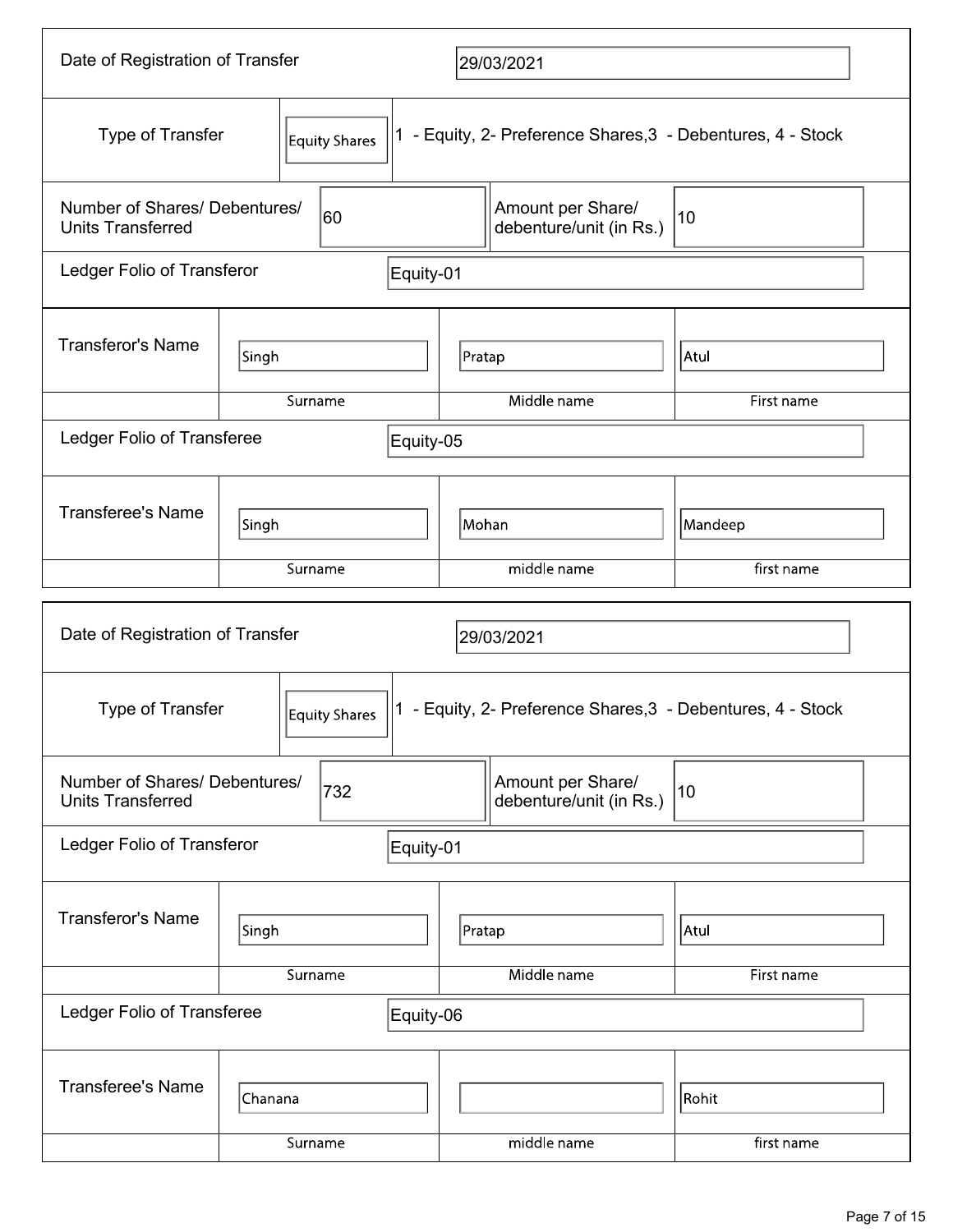| Date of Registration of Transfer | 29/03/2021 | | |
|---|---|---|---|
| Type of Transfer | Equity Shares | 1 - Equity, 2- Preference Shares,3 - Debentures, 4 - Stock | |
| Number of Shares/ Debentures/ Units Transferred | 60 | Amount per Share/ debenture/unit (in Rs.) | 10 |
| Ledger Folio of Transferor | Equity-01 | | |
| Transferor's Name | Singh | Pratap | Atul |
| | Surname | Middle name | First name |
| Ledger Folio of Transferee | Equity-05 | | |
| Transferee's Name | Singh | Mohan | Mandeep |
| | Surname | middle name | first name |

| Date of Registration of Transfer | 29/03/2021 | | |
|---|---|---|---|
| Type of Transfer | Equity Shares | 1 - Equity, 2- Preference Shares,3 - Debentures, 4 - Stock | |
| Number of Shares/ Debentures/ Units Transferred | 732 | Amount per Share/ debenture/unit (in Rs.) | 10 |
| Ledger Folio of Transferor | Equity-01 | | |
| Transferor's Name | Singh | Pratap | Atul |
| | Surname | Middle name | First name |
| Ledger Folio of Transferee | Equity-06 | | |
| Transferee's Name | Chanana | | Rohit |
| | Surname | middle name | first name |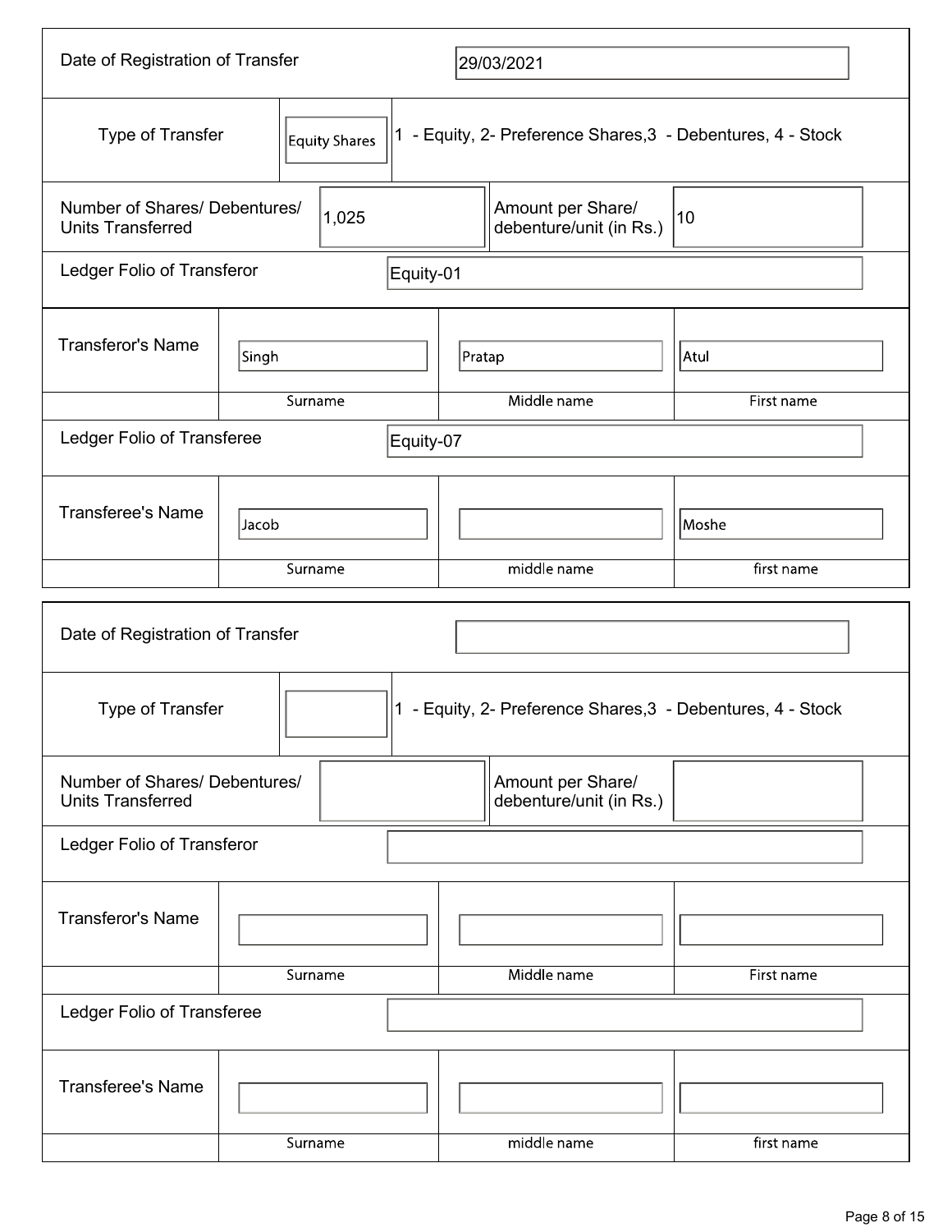| Date of Registration of Transfer | 29/03/2021 | | |
|---|---|---|---|
| Type of Transfer | Equity Shares | 1 - Equity, 2- Preference Shares,3 - Debentures, 4 - Stock | |
| Number of Shares/ Debentures/ Units Transferred | 1,025 | Amount per Share/ debenture/unit (in Rs.) | 10 |
| Ledger Folio of Transferor | Equity-01 | | |
| Transferor's Name | Singh | Pratap | Atul |
| | Surname | Middle name | First name |
| Ledger Folio of Transferee | Equity-07 | | |
| Transferee's Name | Jacob | | Moshe |
| | Surname | middle name | first name |

| Date of Registration of Transfer | | | |
|---|---|---|---|
| Type of Transfer | | 1 - Equity, 2- Preference Shares,3 - Debentures, 4 - Stock | |
| Number of Shares/ Debentures/ Units Transferred | | Amount per Share/ debenture/unit (in Rs.) | |
| Ledger Folio of Transferor | | | |
| Transferor's Name | | | |
| | Surname | Middle name | First name |
| Ledger Folio of Transferee | | | |
| Transferee's Name | | | |
| | Surname | middle name | first name |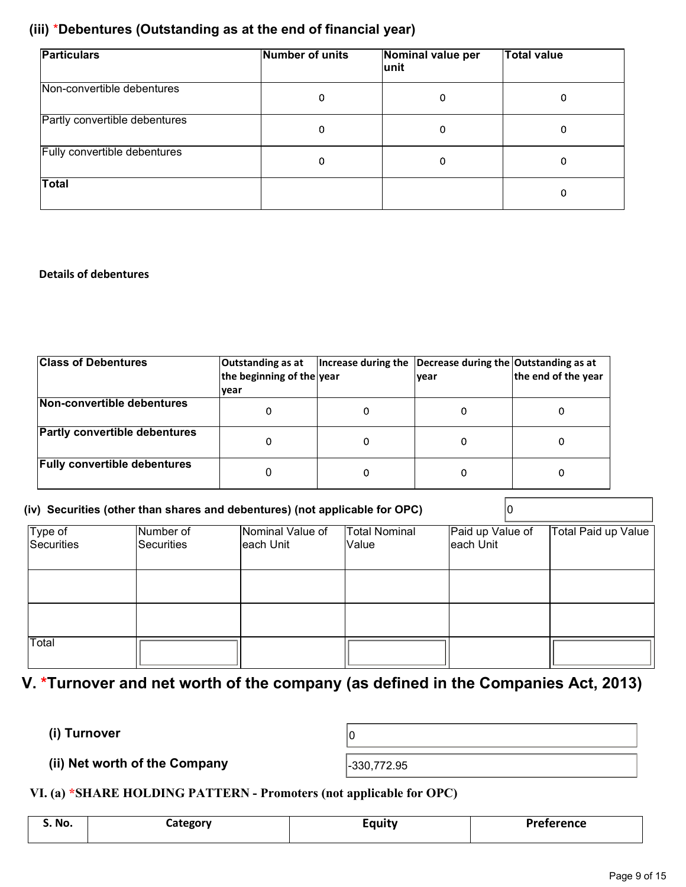### (iii) *Debentures (Outstanding as at the end of financial year)

| Particulars | Number of units | Nominal value per unit | Total value |
|---|---|---|---|
| Non-convertible debentures | 0 | 0 | 0 |
| Partly convertible debentures | 0 | 0 | 0 |
| Fully convertible debentures | 0 | 0 | 0 |
| **Total** | | | 0 |

**Details of debentures**

| Class of Debentures | Outstanding as at the beginning of the year | Increase during the year | Decrease during the year | Outstanding as at the end of the year |
|---|---|---|---|---|
| **Non-convertible debentures** | 0 | 0 | 0 | 0 |
| **Partly convertible debentures** | 0 | 0 | 0 | 0 |
| **Fully convertible debentures** | 0 | 0 | 0 | 0 |

**(iv) Securities (other than shares and debentures) (not applicable for OPC)** 0

| Type of Securities | Number of Securities | Nominal Value of each Unit | Total Nominal Value | Paid up Value of each Unit | Total Paid up Value |
|---|---|---|---|---|---|
| | | | | | |
| | | | | | |
| Total | | | | | |

## V. *Turnover and net worth of the company (as defined in the Companies Act, 2013)

**(i) Turnover** 0

**(ii) Net worth of the Company** -330,772.95

### VI. (a) *SHARE HOLDING PATTERN - Promoters (not applicable for OPC)

| S. No. | Category | Equity | Preference |
|---|---|---|---|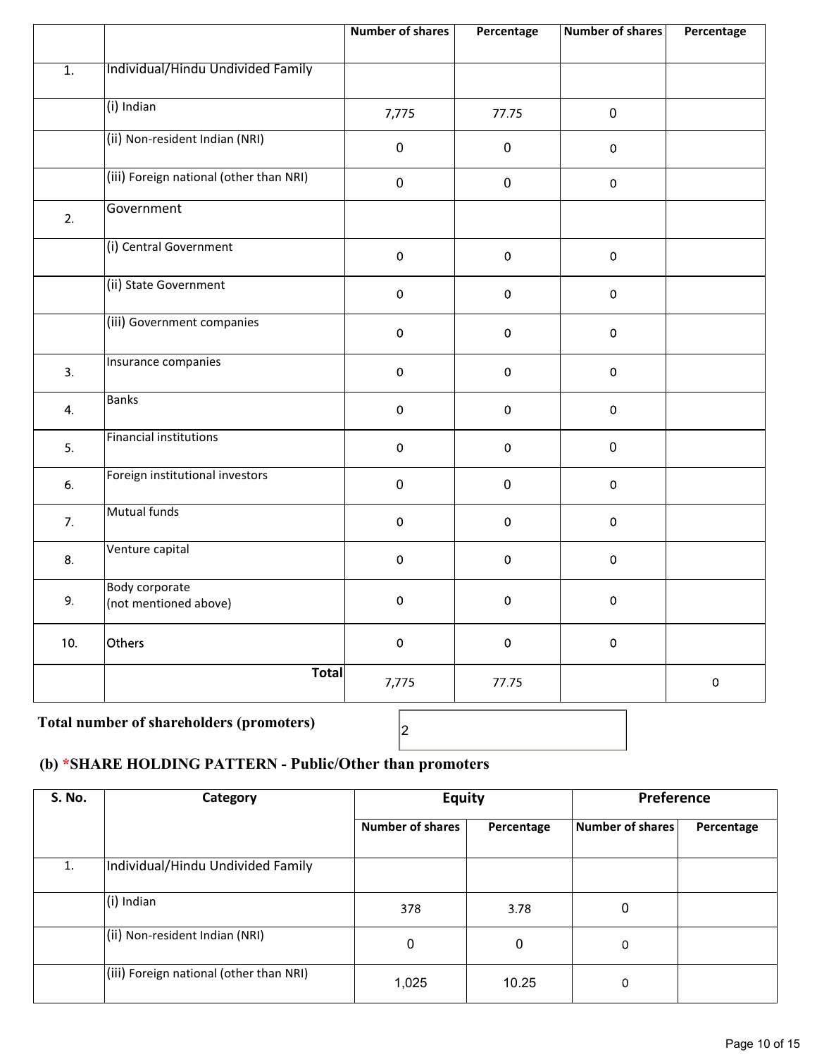| | | Number of shares | Percentage | Number of shares | Percentage |
|---|---|---|---|---|---|
| 1. | Individual/Hindu Undivided Family | | | | |
| | (i) Indian | 7,775 | 77.75 | 0 | |
| | (ii) Non-resident Indian (NRI) | 0 | 0 | 0 | |
| | (iii) Foreign national (other than NRI) | 0 | 0 | 0 | |
| 2. | Government | | | | |
| | (i) Central Government | 0 | 0 | 0 | |
| | (ii) State Government | 0 | 0 | 0 | |
| | (iii) Government companies | 0 | 0 | 0 | |
| 3. | Insurance companies | 0 | 0 | 0 | |
| 4. | Banks | 0 | 0 | 0 | |
| 5. | Financial institutions | 0 | 0 | 0 | |
| 6. | Foreign institutional investors | 0 | 0 | 0 | |
| 7. | Mutual funds | 0 | 0 | 0 | |
| 8. | Venture capital | 0 | 0 | 0 | |
| 9. | Body corporate (not mentioned above) | 0 | 0 | 0 | |
| 10. | Others | 0 | 0 | 0 | |
| | **Total** | 7,775 | 77.75 | | 0 |

**Total number of shareholders (promoters)** 2

## (b) *SHARE HOLDING PATTERN - Public/Other than promoters

| S. No. | Category | Equity | | Preference | |
|---|---|---|---|---|---|
| | | Number of shares | Percentage | Number of shares | Percentage |
| 1. | Individual/Hindu Undivided Family | | | | |
| | (i) Indian | 378 | 3.78 | 0 | |
| | (ii) Non-resident Indian (NRI) | 0 | 0 | 0 | |
| | (iii) Foreign national (other than NRI) | 1,025 | 10.25 | 0 | |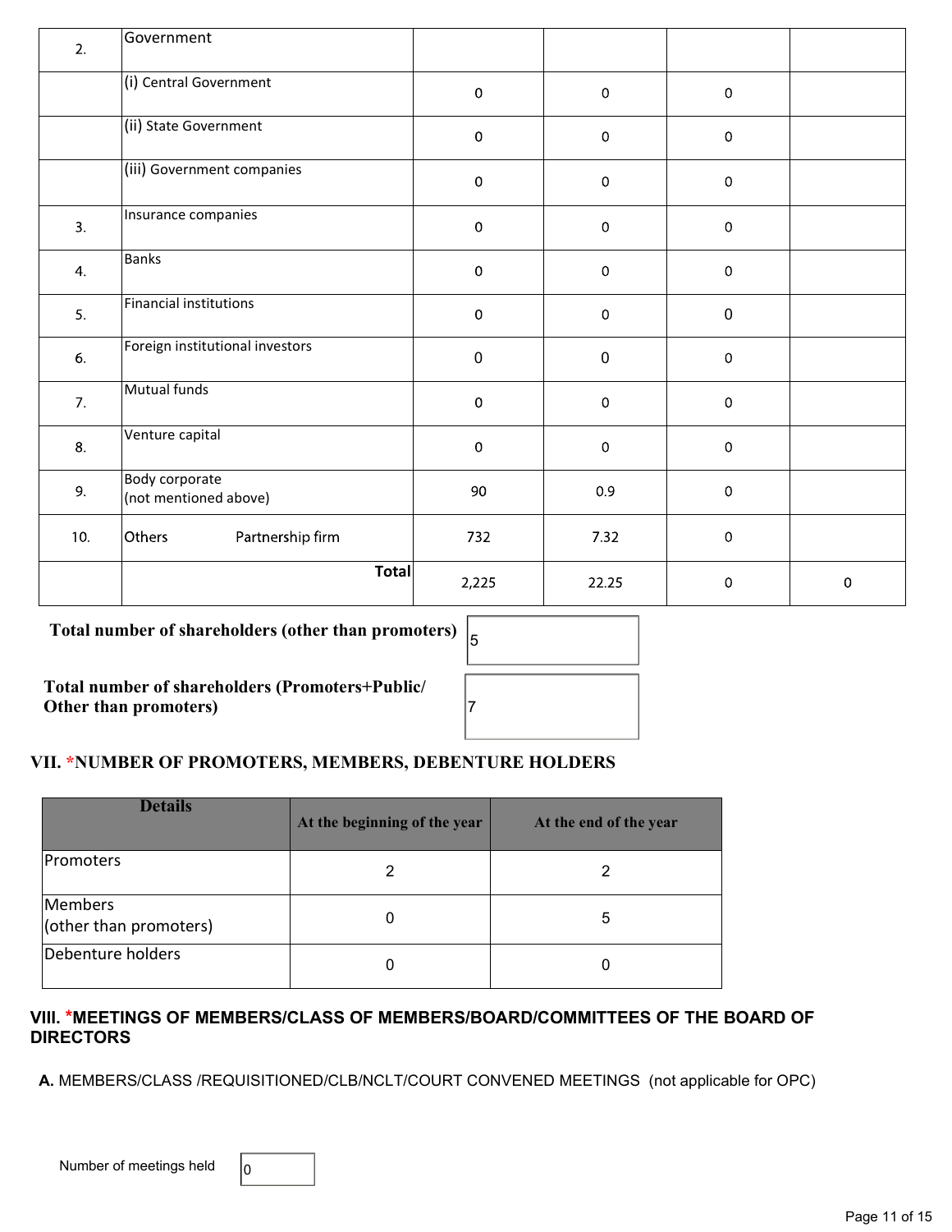| | | | | | |
|---|---|---|---|---|---|
| 2. | Government | | | | |
| | (i) Central Government | 0 | 0 | 0 | |
| | (ii) State Government | 0 | 0 | 0 | |
| | (iii) Government companies | 0 | 0 | 0 | |
| 3. | Insurance companies | 0 | 0 | 0 | |
| 4. | Banks | 0 | 0 | 0 | |
| 5. | Financial institutions | 0 | 0 | 0 | |
| 6. | Foreign institutional investors | 0 | 0 | 0 | |
| 7. | Mutual funds | 0 | 0 | 0 | |
| 8. | Venture capital | 0 | 0 | 0 | |
| 9. | Body corporate (not mentioned above) | 90 | 0.9 | 0 | |
| 10. | Others Partnership firm | 732 | 7.32 | 0 | |
| | **Total** | 2,225 | 22.25 | 0 | 0 |

**Total number of shareholders (other than promoters)** 5

**Total number of shareholders (Promoters+Public/ Other than promoters)** 7

## VII. *NUMBER OF PROMOTERS, MEMBERS, DEBENTURE HOLDERS

| Details | At the beginning of the year | At the end of the year |
|---|---|---|
| Promoters | 2 | 2 |
| Members (other than promoters) | 0 | 5 |
| Debenture holders | 0 | 0 |

## VIII. *MEETINGS OF MEMBERS/CLASS OF MEMBERS/BOARD/COMMITTEES OF THE BOARD OF DIRECTORS

**A.** MEMBERS/CLASS /REQUISITIONED/CLB/NCLT/COURT CONVENED MEETINGS (not applicable for OPC)

Number of meetings held 0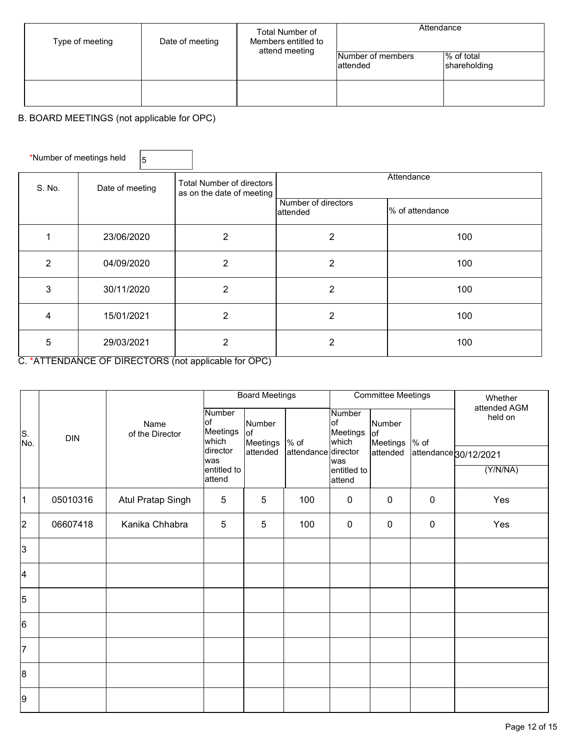| Type of meeting | Date of meeting | Total Number of Members entitled to attend meeting | Attendance | |
|---|---|---|---|---|
| | | | Number of members attended | % of total shareholding |
| | | | | |

B. BOARD MEETINGS (not applicable for OPC)

*Number of meetings held 5

| S. No. | Date of meeting | Total Number of directors as on the date of meeting | Attendance | |
|---|---|---|---|---|
| | | | Number of directors attended | % of attendance |
| 1 | 23/06/2020 | 2 | 2 | 100 |
| 2 | 04/09/2020 | 2 | 2 | 100 |
| 3 | 30/11/2020 | 2 | 2 | 100 |
| 4 | 15/01/2021 | 2 | 2 | 100 |
| 5 | 29/03/2021 | 2 | 2 | 100 |

C. *ATTENDANCE OF DIRECTORS (not applicable for OPC)

| S. No. | DIN | Name of the Director | Board Meetings | | | Committee Meetings | | | Whether attended AGM held on 30/12/2021 |
|---|---|---|---|---|---|---|---|---|---|
| | | | Number of Meetings which director was entitled to attend | Number of Meetings attended | % of attendance | Number of Meetings which director was entitled to attend | Number of Meetings attended | % of attendance | (Y/N/NA) |
| 1 | 05010316 | Atul Pratap Singh | 5 | 5 | 100 | 0 | 0 | 0 | Yes |
| 2 | 06607418 | Kanika Chhabra | 5 | 5 | 100 | 0 | 0 | 0 | Yes |
| 3 | | | | | | | | | |
| 4 | | | | | | | | | |
| 5 | | | | | | | | | |
| 6 | | | | | | | | | |
| 7 | | | | | | | | | |
| 8 | | | | | | | | | |
| 9 | | | | | | | | | |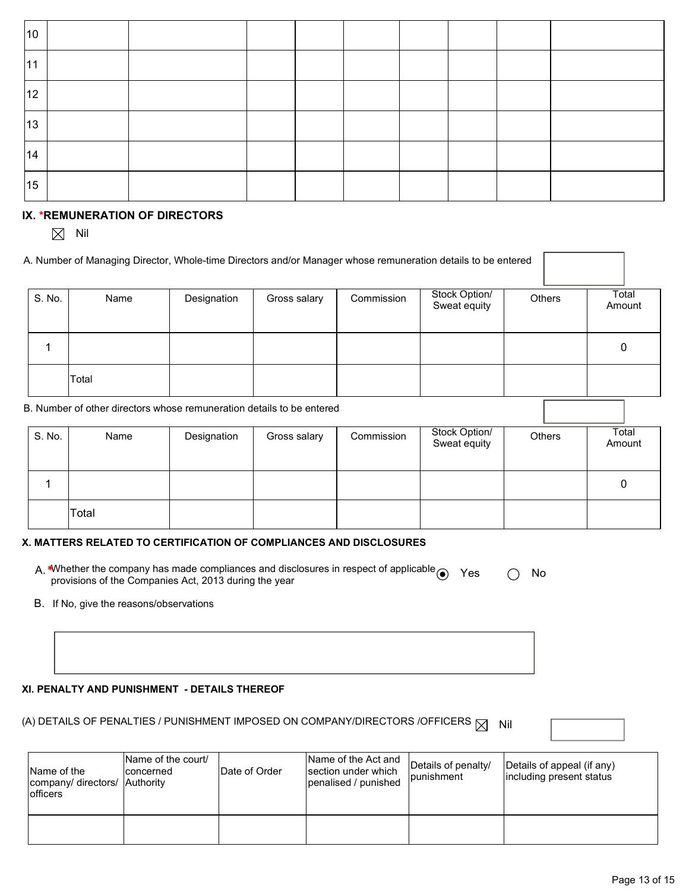| | | | | | | | | | |
|---|---|---|---|---|---|---|---|---|---|
| 10 | | | | | | | | | |
| 11 | | | | | | | | | |
| 12 | | | | | | | | | |
| 13 | | | | | | | | | |
| 14 | | | | | | | | | |
| 15 | | | | | | | | | |

## IX. *REMUNERATION OF DIRECTORS

☒ Nil

A. Number of Managing Director, Whole-time Directors and/or Manager whose remuneration details to be entered

| S. No. | Name | Designation | Gross salary | Commission | Stock Option/ Sweat equity | Others | Total Amount |
|---|---|---|---|---|---|---|---|
| 1 | | | | | | | 0 |
| | Total | | | | | | |

B. Number of other directors whose remuneration details to be entered

| S. No. | Name | Designation | Gross salary | Commission | Stock Option/ Sweat equity | Others | Total Amount |
|---|---|---|---|---|---|---|---|
| 1 | | | | | | | 0 |
| | Total | | | | | | |

## X. MATTERS RELATED TO CERTIFICATION OF COMPLIANCES AND DISCLOSURES

A. *Whether the company has made compliances and disclosures in respect of applicable provisions of the Companies Act, 2013 during the year ◉ Yes ○ No

B. If No, give the reasons/observations

## XI. PENALTY AND PUNISHMENT - DETAILS THEREOF

(A) DETAILS OF PENALTIES / PUNISHMENT IMPOSED ON COMPANY/DIRECTORS /OFFICERS ☒ Nil

| Name of the company/ directors/ officers | Name of the court/ concerned Authority | Date of Order | Name of the Act and section under which penalised / punished | Details of penalty/ punishment | Details of appeal (if any) including present status |
|---|---|---|---|---|---|
| | | | | | |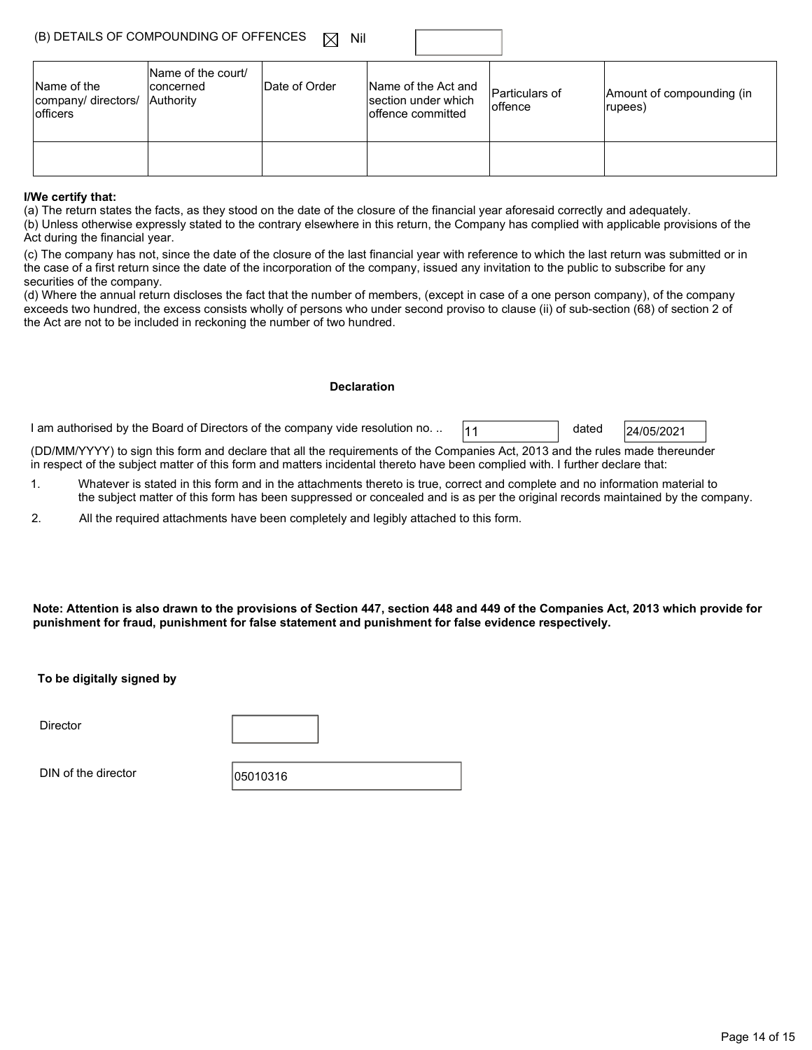(B) DETAILS OF COMPOUNDING OF OFFENCES ☒ Nil

| Name of the company/ directors/ officers | Name of the court/ concerned Authority | Date of Order | Name of the Act and section under which offence committed | Particulars of offence | Amount of compounding (in rupees) |
|---|---|---|---|---|---|
| | | | | | |

**I/We certify that:**

(a) The return states the facts, as they stood on the date of the closure of the financial year aforesaid correctly and adequately.

(b) Unless otherwise expressly stated to the contrary elsewhere in this return, the Company has complied with applicable provisions of the Act during the financial year.

(c) The company has not, since the date of the closure of the last financial year with reference to which the last return was submitted or in the case of a first return since the date of the incorporation of the company, issued any invitation to the public to subscribe for any securities of the company.

(d) Where the annual return discloses the fact that the number of members, (except in case of a one person company), of the company exceeds two hundred, the excess consists wholly of persons who under second proviso to clause (ii) of sub-section (68) of section 2 of the Act are not to be included in reckoning the number of two hundred.

**Declaration**

I am authorised by the Board of Directors of the company vide resolution no. .. 11 dated 24/05/2021

(DD/MM/YYYY) to sign this form and declare that all the requirements of the Companies Act, 2013 and the rules made thereunder in respect of the subject matter of this form and matters incidental thereto have been complied with. I further declare that:

1. Whatever is stated in this form and in the attachments thereto is true, correct and complete and no information material to the subject matter of this form has been suppressed or concealed and is as per the original records maintained by the company.
2. All the required attachments have been completely and legibly attached to this form.

**Note: Attention is also drawn to the provisions of Section 447, section 448 and 449 of the Companies Act, 2013 which provide for punishment for fraud, punishment for false statement and punishment for false evidence respectively.**

**To be digitally signed by**

Director

DIN of the director 05010316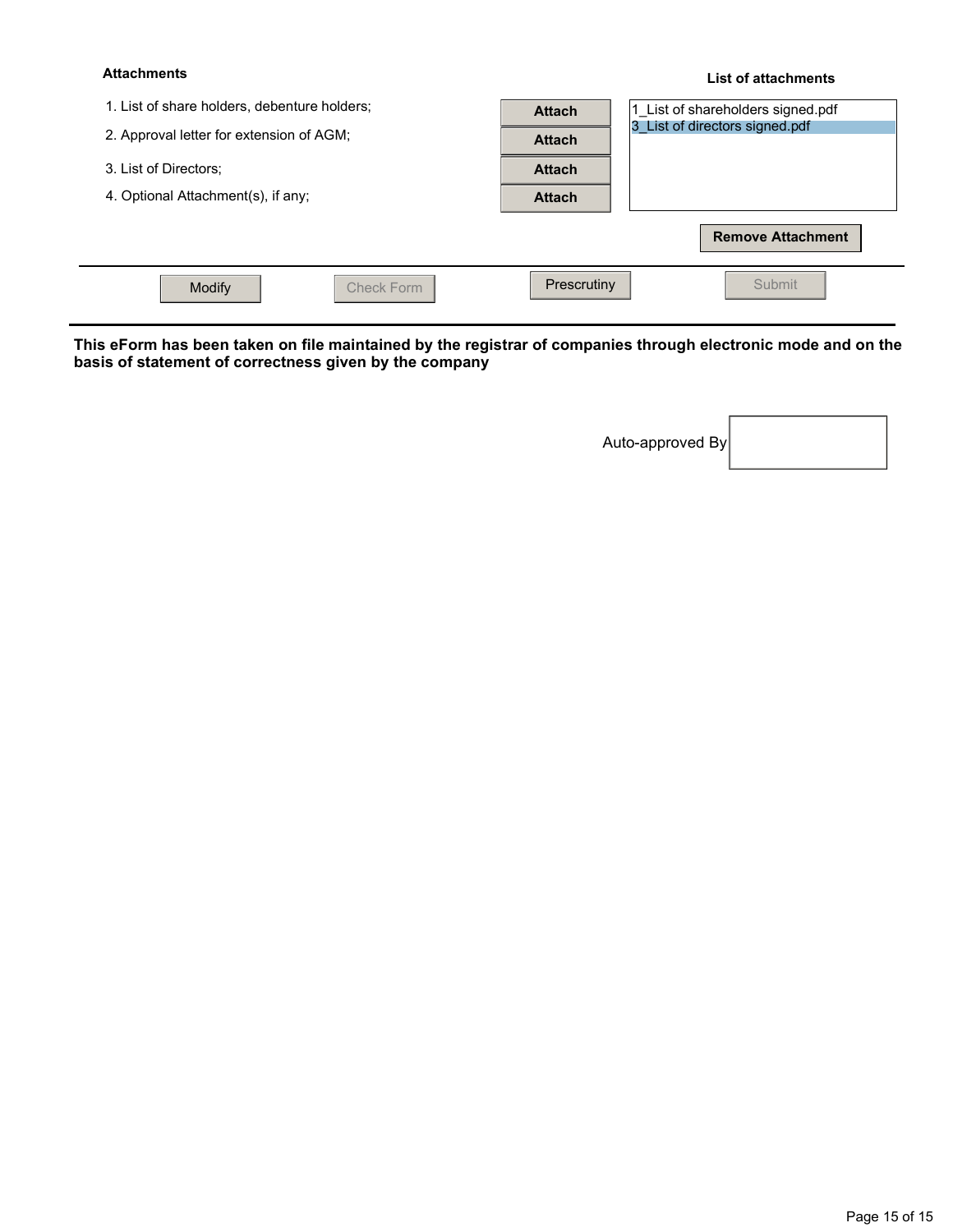**Attachments**

**List of attachments**

1. List of share holders, debenture holders;
2. Approval letter for extension of AGM;
3. List of Directors;
4. Optional Attachment(s), if any;

Attach

Attach

Attach

Attach

1_List of shareholders signed.pdf
3_List of directors signed.pdf

Remove Attachment

Modify | Check Form | Prescrutiny | Submit

**This eForm has been taken on file maintained by the registrar of companies through electronic mode and on the basis of statement of correctness given by the company**

Auto-approved By